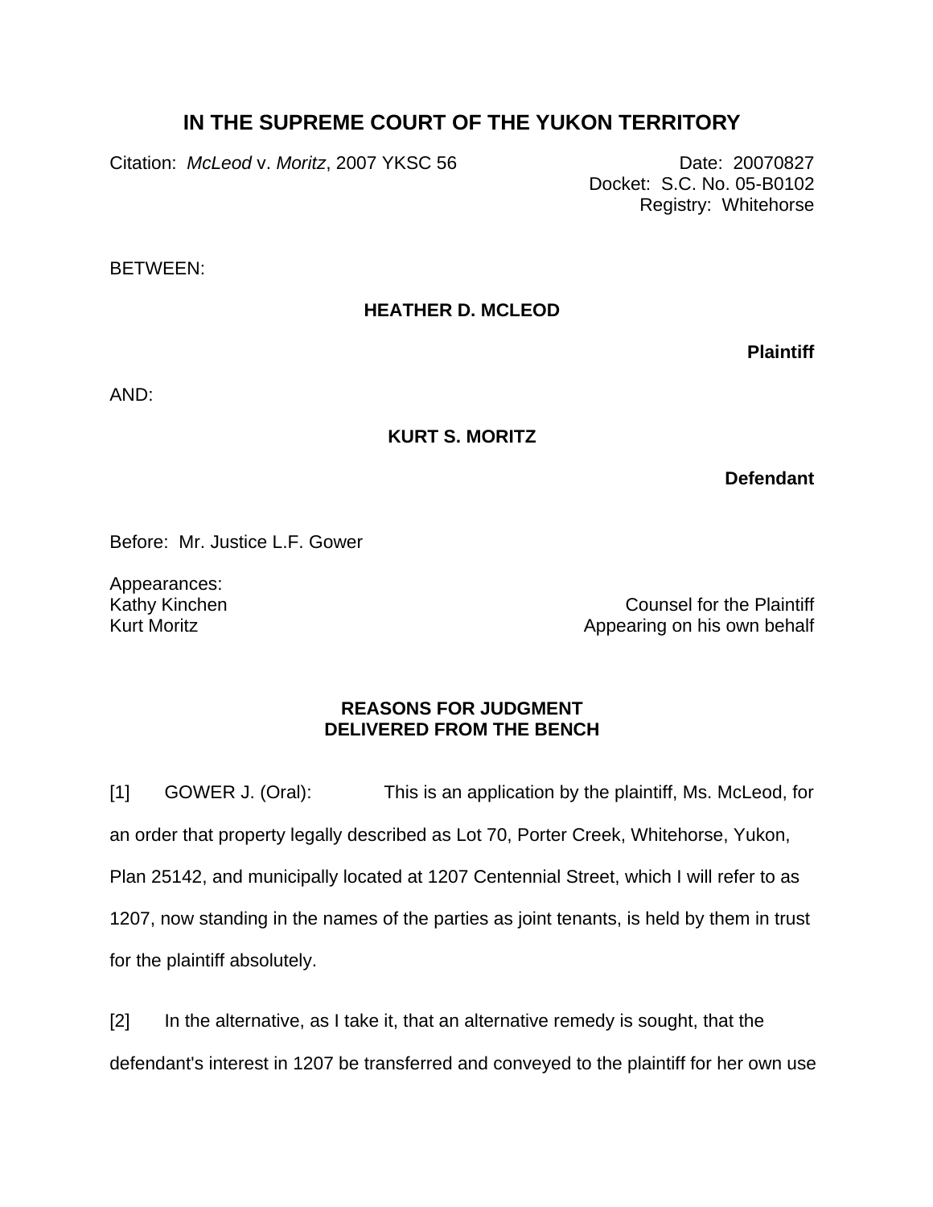# IN THE SUPREME COURT OF THE YUKON TERRITORY

Citation: *McLeod* v. *Moritz*, 2007 YKSC 56

Date: 20070827
Docket: S.C. No. 05-B0102
Registry: Whitehorse

BETWEEN:

**HEATHER D. MCLEOD**

**Plaintiff**

AND:

**KURT S. MORITZ**

**Defendant**

Before: Mr. Justice L.F. Gower

Appearances:

Kathy Kinchen — Counsel for the Plaintiff
Kurt Moritz — Appearing on his own behalf

**REASONS FOR JUDGMENT**
**DELIVERED FROM THE BENCH**

[1] GOWER J. (Oral): This is an application by the plaintiff, Ms. McLeod, for an order that property legally described as Lot 70, Porter Creek, Whitehorse, Yukon, Plan 25142, and municipally located at 1207 Centennial Street, which I will refer to as 1207, now standing in the names of the parties as joint tenants, is held by them in trust for the plaintiff absolutely.

[2] In the alternative, as I take it, that an alternative remedy is sought, that the defendant's interest in 1207 be transferred and conveyed to the plaintiff for her own use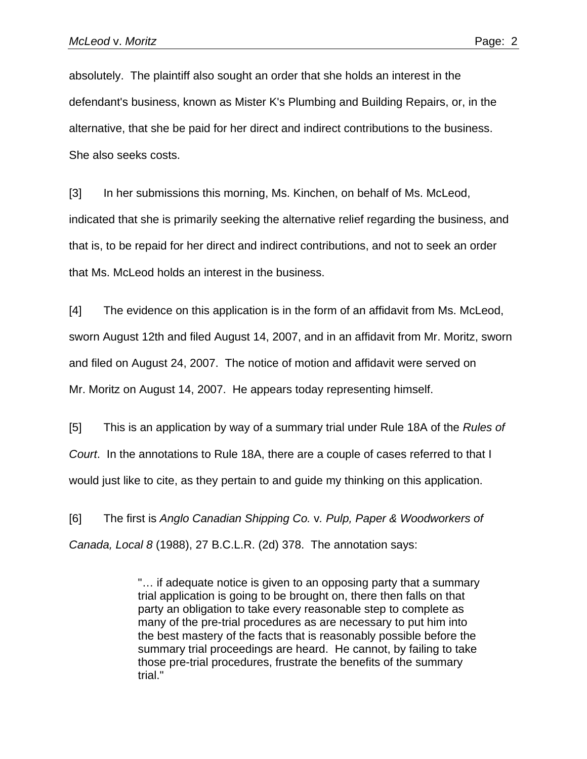absolutely. The plaintiff also sought an order that she holds an interest in the defendant's business, known as Mister K's Plumbing and Building Repairs, or, in the alternative, that she be paid for her direct and indirect contributions to the business. She also seeks costs.

[3] In her submissions this morning, Ms. Kinchen, on behalf of Ms. McLeod, indicated that she is primarily seeking the alternative relief regarding the business, and that is, to be repaid for her direct and indirect contributions, and not to seek an order that Ms. McLeod holds an interest in the business.

[4] The evidence on this application is in the form of an affidavit from Ms. McLeod, sworn August 12th and filed August 14, 2007, and in an affidavit from Mr. Moritz, sworn and filed on August 24, 2007. The notice of motion and affidavit were served on Mr. Moritz on August 14, 2007. He appears today representing himself.

[5] This is an application by way of a summary trial under Rule 18A of the *Rules of Court*. In the annotations to Rule 18A, there are a couple of cases referred to that I would just like to cite, as they pertain to and guide my thinking on this application.

[6] The first is *Anglo Canadian Shipping Co.* v*. Pulp, Paper & Woodworkers of Canada, Local 8* (1988), 27 B.C.L.R. (2d) 378. The annotation says:

> "… if adequate notice is given to an opposing party that a summary trial application is going to be brought on, there then falls on that party an obligation to take every reasonable step to complete as many of the pre-trial procedures as are necessary to put him into the best mastery of the facts that is reasonably possible before the summary trial proceedings are heard. He cannot, by failing to take those pre-trial procedures, frustrate the benefits of the summary trial."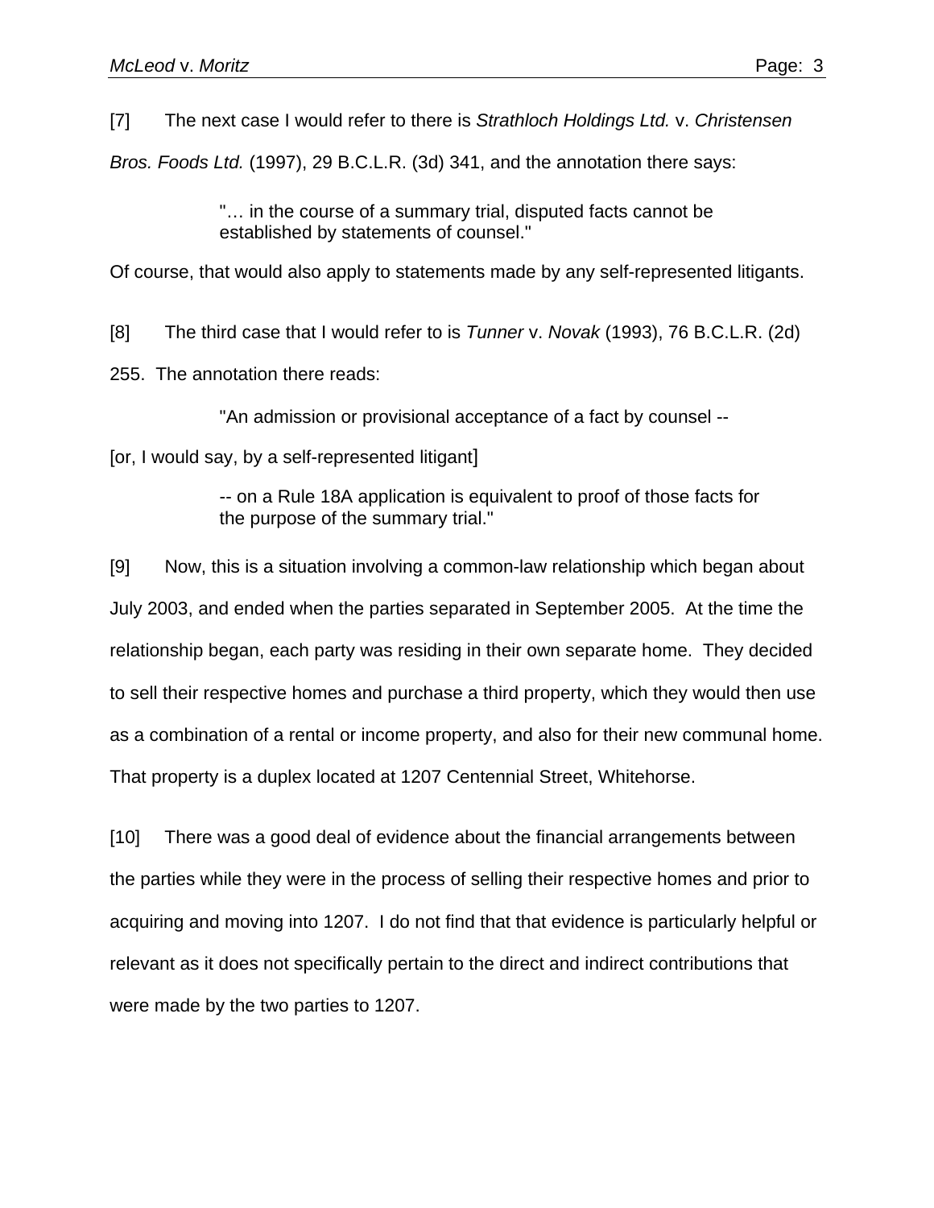[7] The next case I would refer to there is *Strathloch Holdings Ltd.* v. *Christensen Bros. Foods Ltd.* (1997), 29 B.C.L.R. (3d) 341, and the annotation there says:

> "… in the course of a summary trial, disputed facts cannot be established by statements of counsel."

Of course, that would also apply to statements made by any self-represented litigants.

[8] The third case that I would refer to is *Tunner* v. *Novak* (1993), 76 B.C.L.R. (2d) 255. The annotation there reads:

> "An admission or provisional acceptance of a fact by counsel --

[or, I would say, by a self-represented litigant]

> -- on a Rule 18A application is equivalent to proof of those facts for the purpose of the summary trial."

[9] Now, this is a situation involving a common-law relationship which began about July 2003, and ended when the parties separated in September 2005. At the time the relationship began, each party was residing in their own separate home. They decided to sell their respective homes and purchase a third property, which they would then use as a combination of a rental or income property, and also for their new communal home. That property is a duplex located at 1207 Centennial Street, Whitehorse.

[10] There was a good deal of evidence about the financial arrangements between the parties while they were in the process of selling their respective homes and prior to acquiring and moving into 1207. I do not find that that evidence is particularly helpful or relevant as it does not specifically pertain to the direct and indirect contributions that were made by the two parties to 1207.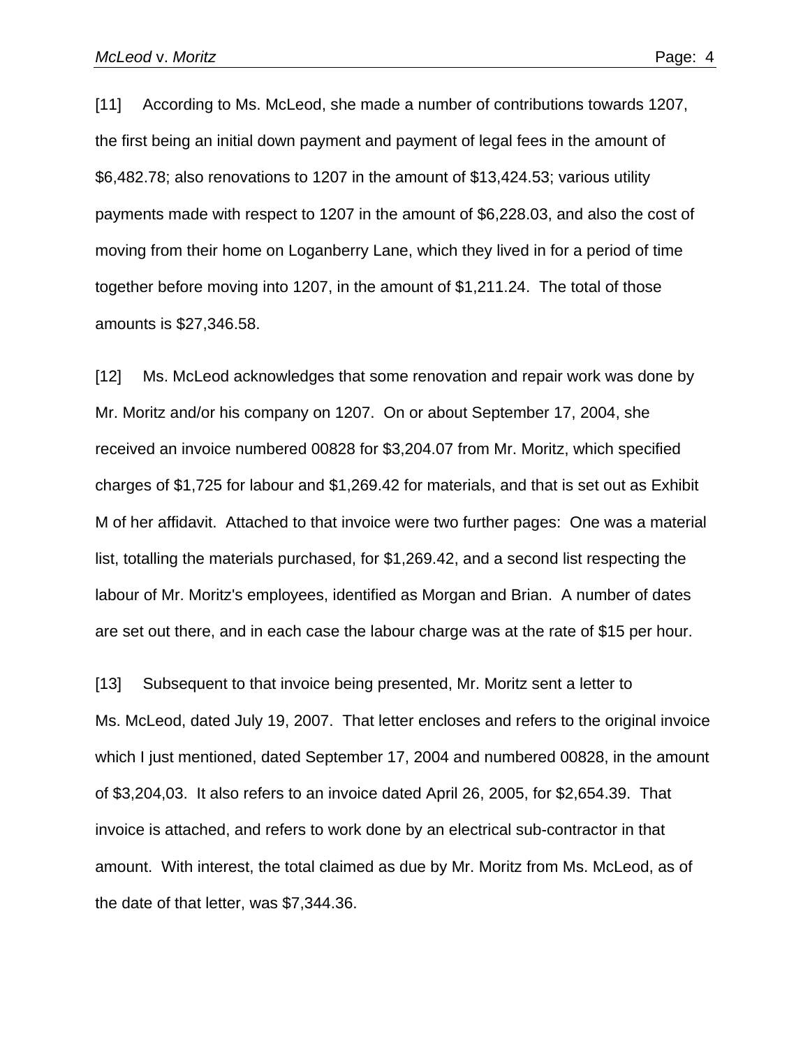[11] According to Ms. McLeod, she made a number of contributions towards 1207, the first being an initial down payment and payment of legal fees in the amount of $6,482.78; also renovations to 1207 in the amount of $13,424.53; various utility payments made with respect to 1207 in the amount of $6,228.03, and also the cost of moving from their home on Loganberry Lane, which they lived in for a period of time together before moving into 1207, in the amount of $1,211.24. The total of those amounts is $27,346.58.

[12] Ms. McLeod acknowledges that some renovation and repair work was done by Mr. Moritz and/or his company on 1207. On or about September 17, 2004, she received an invoice numbered 00828 for $3,204.07 from Mr. Moritz, which specified charges of $1,725 for labour and $1,269.42 for materials, and that is set out as Exhibit M of her affidavit. Attached to that invoice were two further pages: One was a material list, totalling the materials purchased, for $1,269.42, and a second list respecting the labour of Mr. Moritz's employees, identified as Morgan and Brian. A number of dates are set out there, and in each case the labour charge was at the rate of $15 per hour.

[13] Subsequent to that invoice being presented, Mr. Moritz sent a letter to Ms. McLeod, dated July 19, 2007. That letter encloses and refers to the original invoice which I just mentioned, dated September 17, 2004 and numbered 00828, in the amount of $3,204,03. It also refers to an invoice dated April 26, 2005, for $2,654.39. That invoice is attached, and refers to work done by an electrical sub-contractor in that amount. With interest, the total claimed as due by Mr. Moritz from Ms. McLeod, as of the date of that letter, was $7,344.36.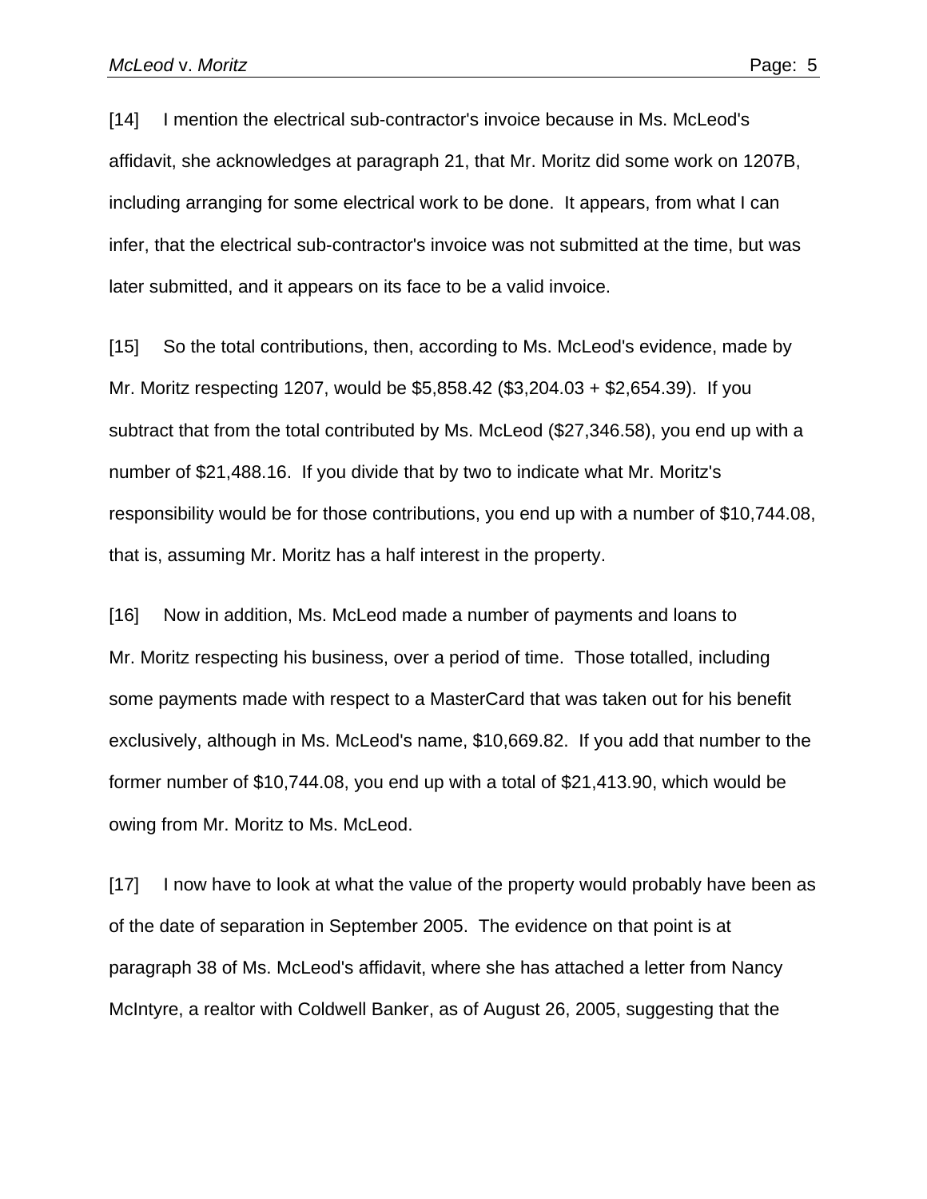[14] I mention the electrical sub-contractor's invoice because in Ms. McLeod's affidavit, she acknowledges at paragraph 21, that Mr. Moritz did some work on 1207B, including arranging for some electrical work to be done. It appears, from what I can infer, that the electrical sub-contractor's invoice was not submitted at the time, but was later submitted, and it appears on its face to be a valid invoice.

[15] So the total contributions, then, according to Ms. McLeod's evidence, made by Mr. Moritz respecting 1207, would be $5,858.42 ($3,204.03 + $2,654.39). If you subtract that from the total contributed by Ms. McLeod ($27,346.58), you end up with a number of $21,488.16. If you divide that by two to indicate what Mr. Moritz's responsibility would be for those contributions, you end up with a number of $10,744.08, that is, assuming Mr. Moritz has a half interest in the property.

[16] Now in addition, Ms. McLeod made a number of payments and loans to Mr. Moritz respecting his business, over a period of time. Those totalled, including some payments made with respect to a MasterCard that was taken out for his benefit exclusively, although in Ms. McLeod's name, $10,669.82. If you add that number to the former number of $10,744.08, you end up with a total of $21,413.90, which would be owing from Mr. Moritz to Ms. McLeod.

[17] I now have to look at what the value of the property would probably have been as of the date of separation in September 2005. The evidence on that point is at paragraph 38 of Ms. McLeod's affidavit, where she has attached a letter from Nancy McIntyre, a realtor with Coldwell Banker, as of August 26, 2005, suggesting that the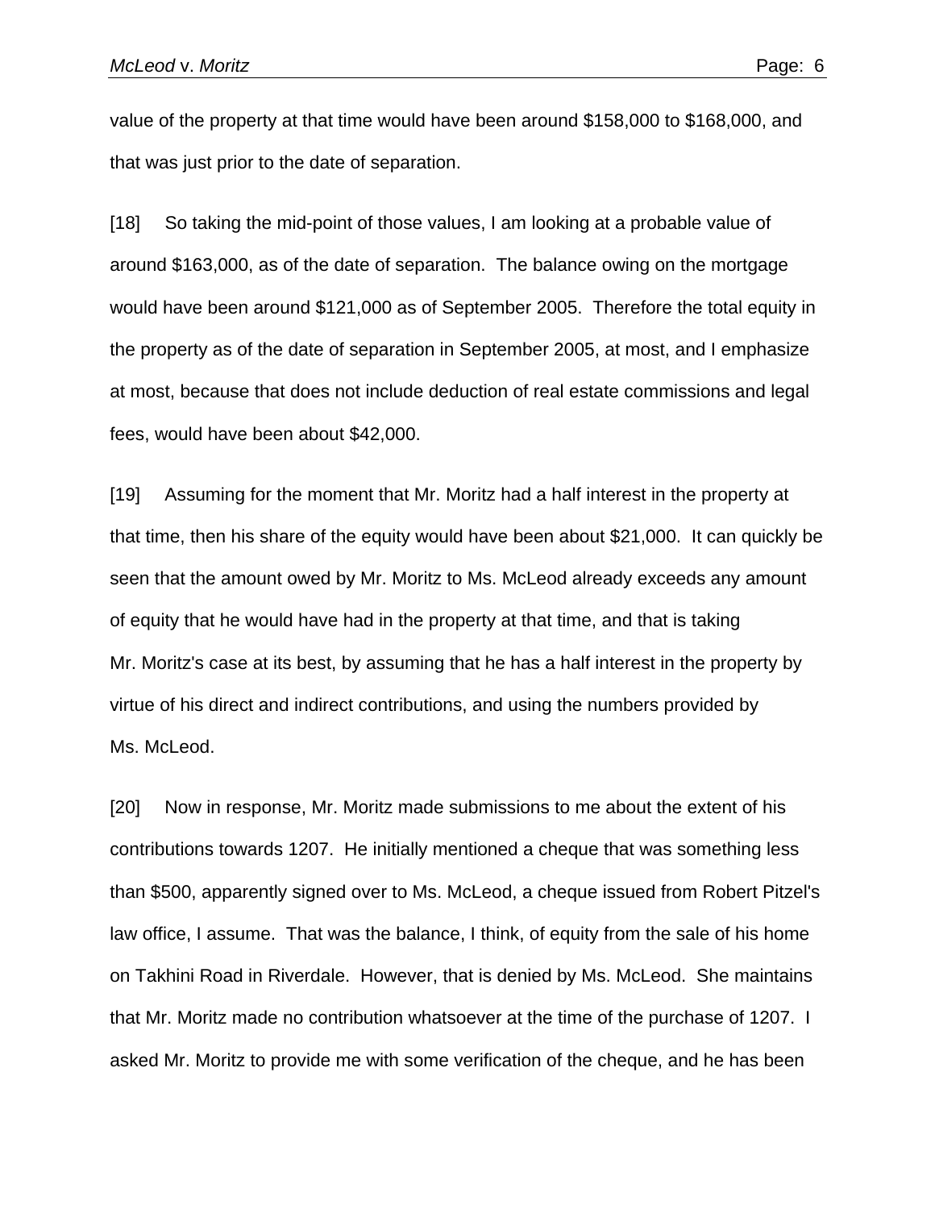value of the property at that time would have been around $158,000 to $168,000, and that was just prior to the date of separation.

[18] So taking the mid-point of those values, I am looking at a probable value of around $163,000, as of the date of separation. The balance owing on the mortgage would have been around $121,000 as of September 2005. Therefore the total equity in the property as of the date of separation in September 2005, at most, and I emphasize at most, because that does not include deduction of real estate commissions and legal fees, would have been about $42,000.

[19] Assuming for the moment that Mr. Moritz had a half interest in the property at that time, then his share of the equity would have been about $21,000. It can quickly be seen that the amount owed by Mr. Moritz to Ms. McLeod already exceeds any amount of equity that he would have had in the property at that time, and that is taking Mr. Moritz's case at its best, by assuming that he has a half interest in the property by virtue of his direct and indirect contributions, and using the numbers provided by Ms. McLeod.

[20] Now in response, Mr. Moritz made submissions to me about the extent of his contributions towards 1207. He initially mentioned a cheque that was something less than $500, apparently signed over to Ms. McLeod, a cheque issued from Robert Pitzel's law office, I assume. That was the balance, I think, of equity from the sale of his home on Takhini Road in Riverdale. However, that is denied by Ms. McLeod. She maintains that Mr. Moritz made no contribution whatsoever at the time of the purchase of 1207. I asked Mr. Moritz to provide me with some verification of the cheque, and he has been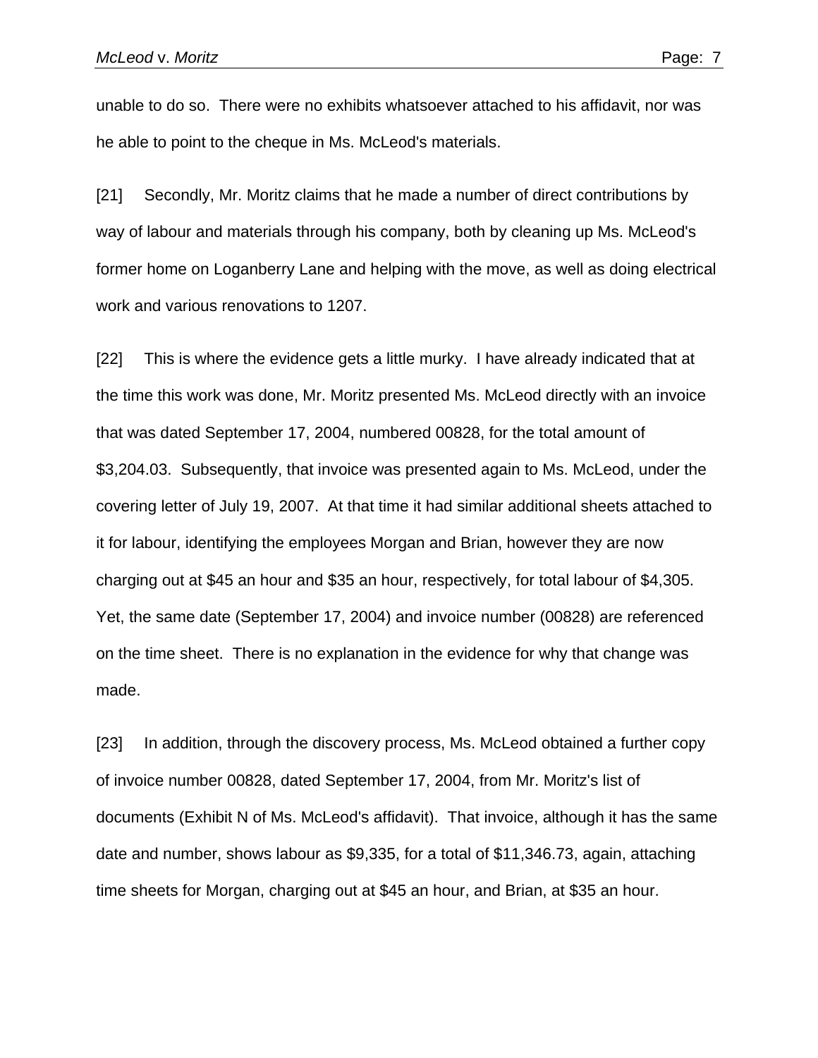unable to do so. There were no exhibits whatsoever attached to his affidavit, nor was he able to point to the cheque in Ms. McLeod's materials.

[21] Secondly, Mr. Moritz claims that he made a number of direct contributions by way of labour and materials through his company, both by cleaning up Ms. McLeod's former home on Loganberry Lane and helping with the move, as well as doing electrical work and various renovations to 1207.

[22] This is where the evidence gets a little murky. I have already indicated that at the time this work was done, Mr. Moritz presented Ms. McLeod directly with an invoice that was dated September 17, 2004, numbered 00828, for the total amount of $3,204.03. Subsequently, that invoice was presented again to Ms. McLeod, under the covering letter of July 19, 2007. At that time it had similar additional sheets attached to it for labour, identifying the employees Morgan and Brian, however they are now charging out at $45 an hour and $35 an hour, respectively, for total labour of $4,305. Yet, the same date (September 17, 2004) and invoice number (00828) are referenced on the time sheet. There is no explanation in the evidence for why that change was made.

[23] In addition, through the discovery process, Ms. McLeod obtained a further copy of invoice number 00828, dated September 17, 2004, from Mr. Moritz's list of documents (Exhibit N of Ms. McLeod's affidavit). That invoice, although it has the same date and number, shows labour as $9,335, for a total of $11,346.73, again, attaching time sheets for Morgan, charging out at $45 an hour, and Brian, at $35 an hour.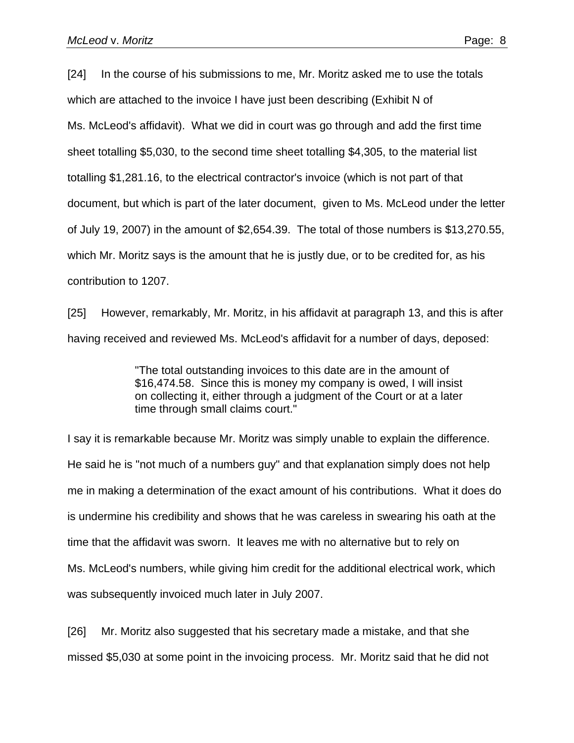[24] In the course of his submissions to me, Mr. Moritz asked me to use the totals which are attached to the invoice I have just been describing (Exhibit N of Ms. McLeod's affidavit). What we did in court was go through and add the first time sheet totalling $5,030, to the second time sheet totalling $4,305, to the material list totalling $1,281.16, to the electrical contractor's invoice (which is not part of that document, but which is part of the later document, given to Ms. McLeod under the letter of July 19, 2007) in the amount of $2,654.39. The total of those numbers is $13,270.55, which Mr. Moritz says is the amount that he is justly due, or to be credited for, as his contribution to 1207.

[25] However, remarkably, Mr. Moritz, in his affidavit at paragraph 13, and this is after having received and reviewed Ms. McLeod's affidavit for a number of days, deposed:

> "The total outstanding invoices to this date are in the amount of $16,474.58. Since this is money my company is owed, I will insist on collecting it, either through a judgment of the Court or at a later time through small claims court."

I say it is remarkable because Mr. Moritz was simply unable to explain the difference. He said he is "not much of a numbers guy" and that explanation simply does not help me in making a determination of the exact amount of his contributions. What it does do is undermine his credibility and shows that he was careless in swearing his oath at the time that the affidavit was sworn. It leaves me with no alternative but to rely on Ms. McLeod's numbers, while giving him credit for the additional electrical work, which was subsequently invoiced much later in July 2007.

[26] Mr. Moritz also suggested that his secretary made a mistake, and that she missed $5,030 at some point in the invoicing process. Mr. Moritz said that he did not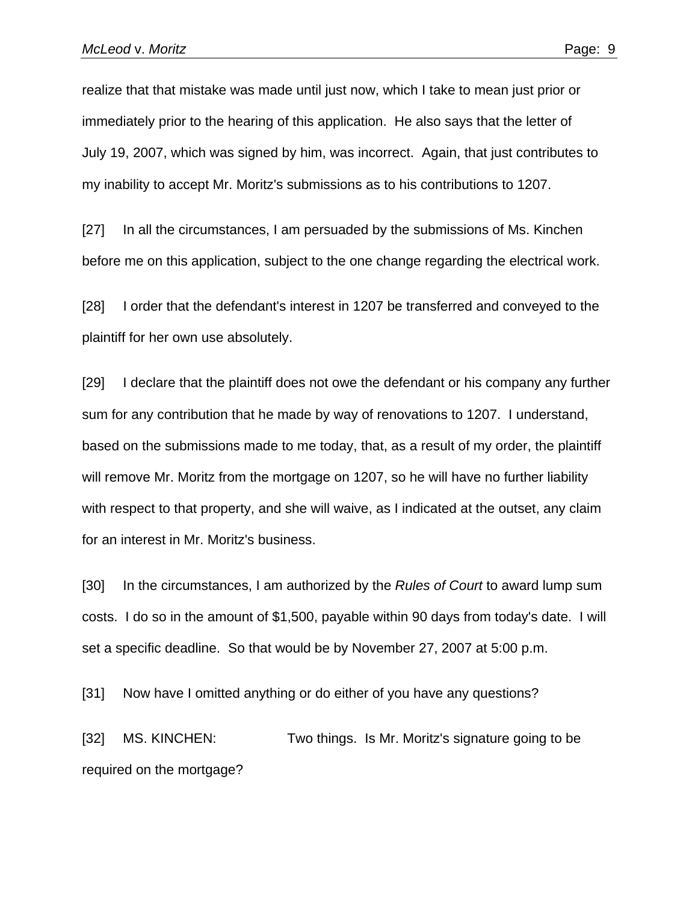realize that that mistake was made until just now, which I take to mean just prior or immediately prior to the hearing of this application. He also says that the letter of July 19, 2007, which was signed by him, was incorrect. Again, that just contributes to my inability to accept Mr. Moritz's submissions as to his contributions to 1207.

[27] In all the circumstances, I am persuaded by the submissions of Ms. Kinchen before me on this application, subject to the one change regarding the electrical work.

[28] I order that the defendant's interest in 1207 be transferred and conveyed to the plaintiff for her own use absolutely.

[29] I declare that the plaintiff does not owe the defendant or his company any further sum for any contribution that he made by way of renovations to 1207. I understand, based on the submissions made to me today, that, as a result of my order, the plaintiff will remove Mr. Moritz from the mortgage on 1207, so he will have no further liability with respect to that property, and she will waive, as I indicated at the outset, any claim for an interest in Mr. Moritz's business.

[30] In the circumstances, I am authorized by the *Rules of Court* to award lump sum costs. I do so in the amount of $1,500, payable within 90 days from today's date. I will set a specific deadline. So that would be by November 27, 2007 at 5:00 p.m.

[31] Now have I omitted anything or do either of you have any questions?

[32] MS. KINCHEN: Two things. Is Mr. Moritz's signature going to be required on the mortgage?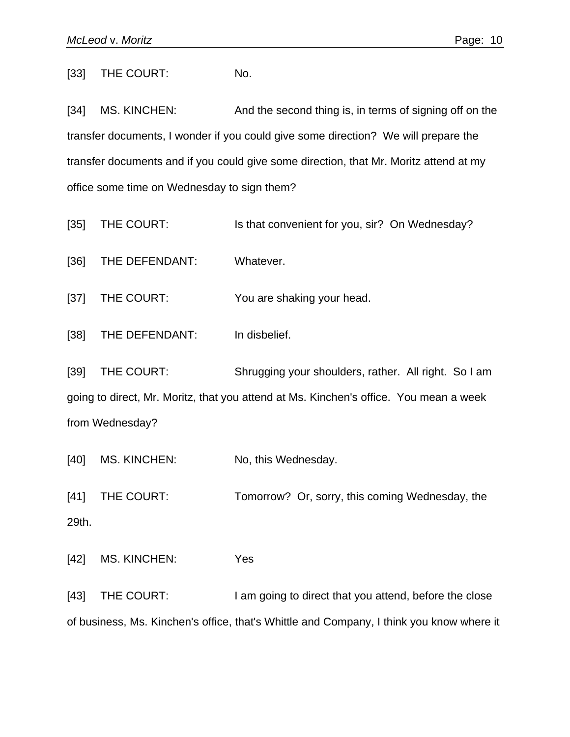[33] THE COURT: No.

[34] MS. KINCHEN: And the second thing is, in terms of signing off on the transfer documents, I wonder if you could give some direction? We will prepare the transfer documents and if you could give some direction, that Mr. Moritz attend at my office some time on Wednesday to sign them?

[35] THE COURT: Is that convenient for you, sir? On Wednesday?

[36] THE DEFENDANT: Whatever.

[37] THE COURT: You are shaking your head.

[38] THE DEFENDANT: In disbelief.

[39] THE COURT: Shrugging your shoulders, rather. All right. So I am going to direct, Mr. Moritz, that you attend at Ms. Kinchen's office. You mean a week from Wednesday?

[40] MS. KINCHEN: No, this Wednesday.

[41] THE COURT: Tomorrow? Or, sorry, this coming Wednesday, the 29th.

[42] MS. KINCHEN: Yes

[43] THE COURT: I am going to direct that you attend, before the close of business, Ms. Kinchen's office, that's Whittle and Company, I think you know where it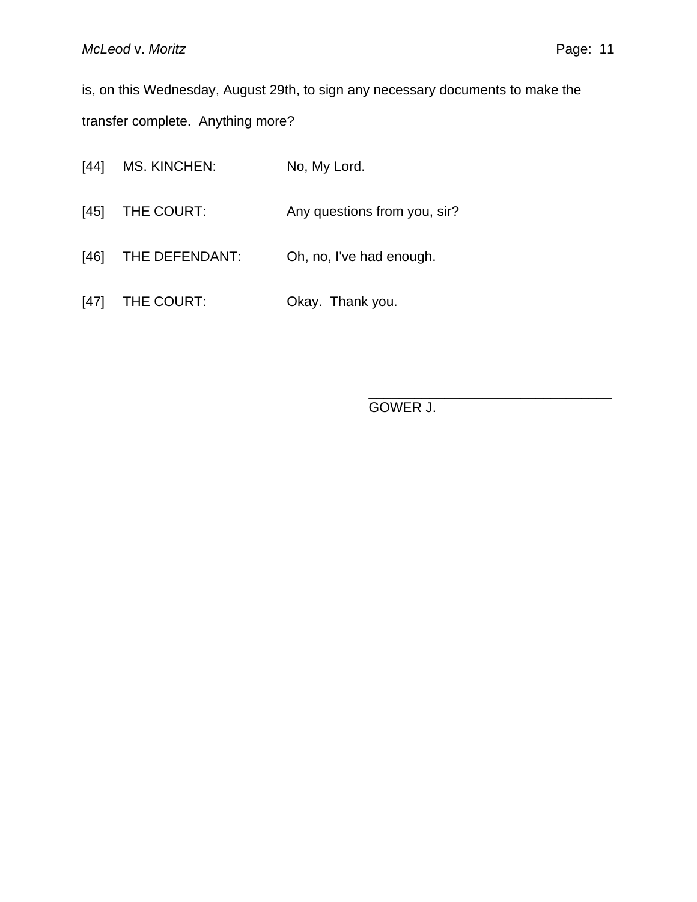is, on this Wednesday, August 29th, to sign any necessary documents to make the transfer complete. Anything more?

[44] MS. KINCHEN: No, My Lord.

[45] THE COURT: Any questions from you, sir?

[46] THE DEFENDANT: Oh, no, I've had enough.

[47] THE COURT: Okay. Thank you.

\_\_\_\_\_\_\_\_\_\_\_\_\_\_\_\_\_\_\_\_\_\_\_\_\_\_\_\_\_\_\_\_

GOWER J.